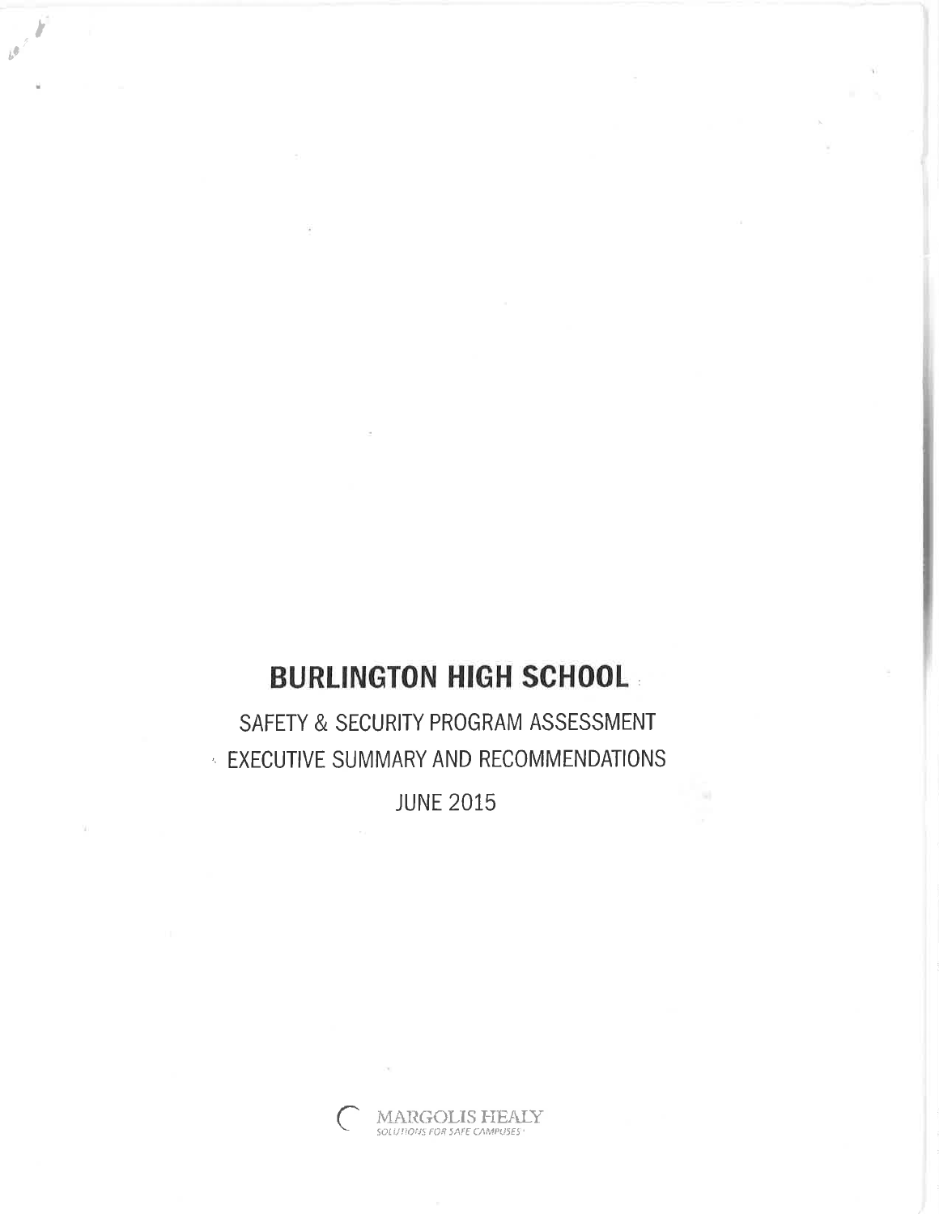# BURLINGTON HIGH SCHOOL

SAFETY & SECURITY PROGRAM ASSESSMENT

EXECUTIVE SUMMARY AND RECOMMENDATIONS

JUNE 2015

MARGOLIS HEALY
SOLUTIONS FOR SAFE CAMPUSES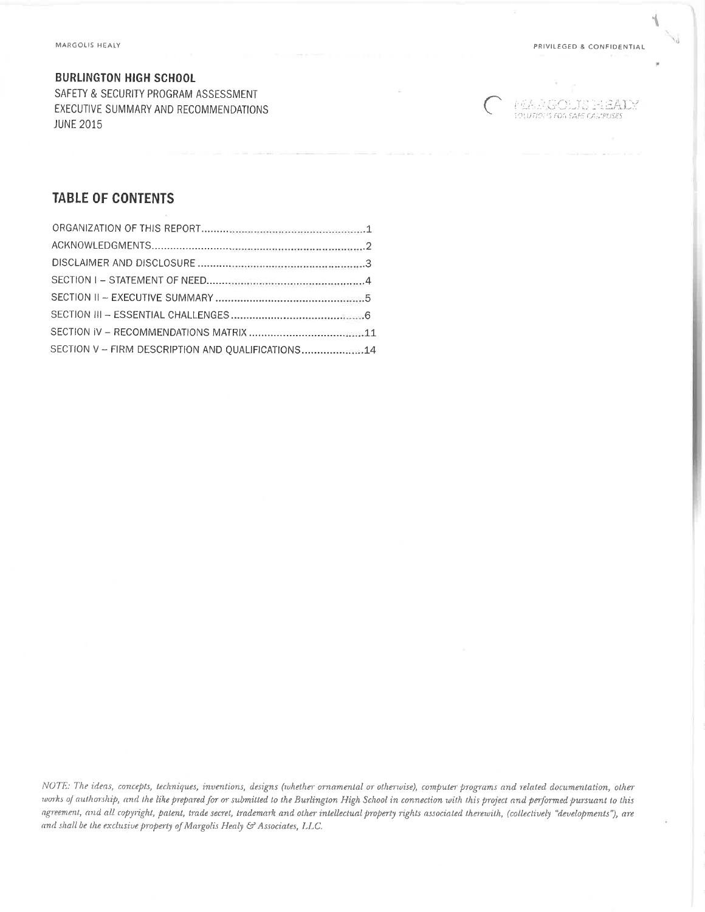**BURLINGTON HIGH SCHOOL**
SAFETY & SECURITY PROGRAM ASSESSMENT
EXECUTIVE SUMMARY AND RECOMMENDATIONS
JUNE 2015

## TABLE OF CONTENTS

ORGANIZATION OF THIS REPORT.....1
ACKNOWLEDGMENTS.....2
DISCLAIMER AND DISCLOSURE.....3
SECTION I – STATEMENT OF NEED.....4
SECTION II – EXECUTIVE SUMMARY.....5
SECTION III – ESSENTIAL CHALLENGES.....6
SECTION IV – RECOMMENDATIONS MATRIX.....11
SECTION V – FIRM DESCRIPTION AND QUALIFICATIONS.....14

*NOTE: The ideas, concepts, techniques, inventions, designs (whether ornamental or otherwise), computer programs and related documentation, other works of authorship, and the like prepared for or submitted to the Burlington High School in connection with this project and performed pursuant to this agreement, and all copyright, patent, trade secret, trademark and other intellectual property rights associated therewith, (collectively "developments"), are and shall be the exclusive property of Margolis Healy & Associates, LLC.*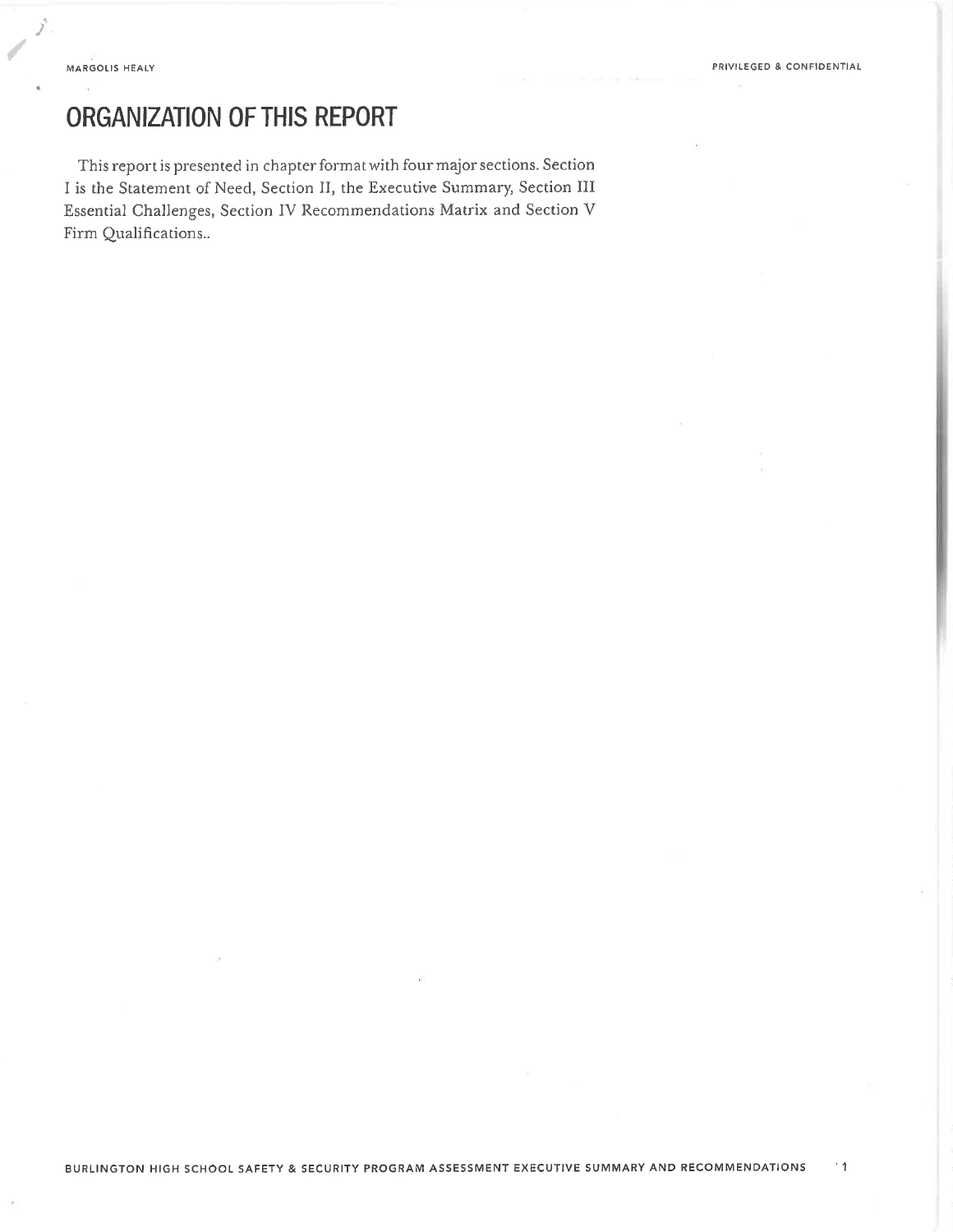# ORGANIZATION OF THIS REPORT

This report is presented in chapter format with four major sections. Section I is the Statement of Need, Section II, the Executive Summary, Section III Essential Challenges, Section IV Recommendations Matrix and Section V Firm Qualifications..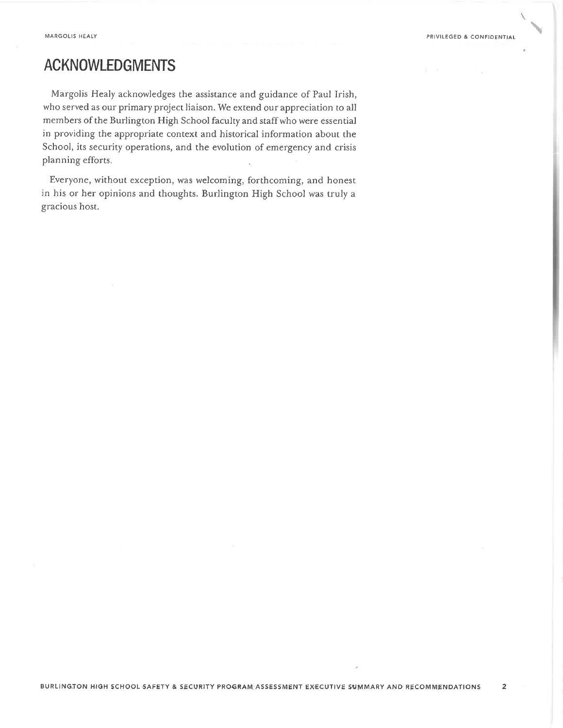## ACKNOWLEDGMENTS

Margolis Healy acknowledges the assistance and guidance of Paul Irish, who served as our primary project liaison. We extend our appreciation to all members of the Burlington High School faculty and staff who were essential in providing the appropriate context and historical information about the School, its security operations, and the evolution of emergency and crisis planning efforts.

Everyone, without exception, was welcoming, forthcoming, and honest in his or her opinions and thoughts. Burlington High School was truly a gracious host.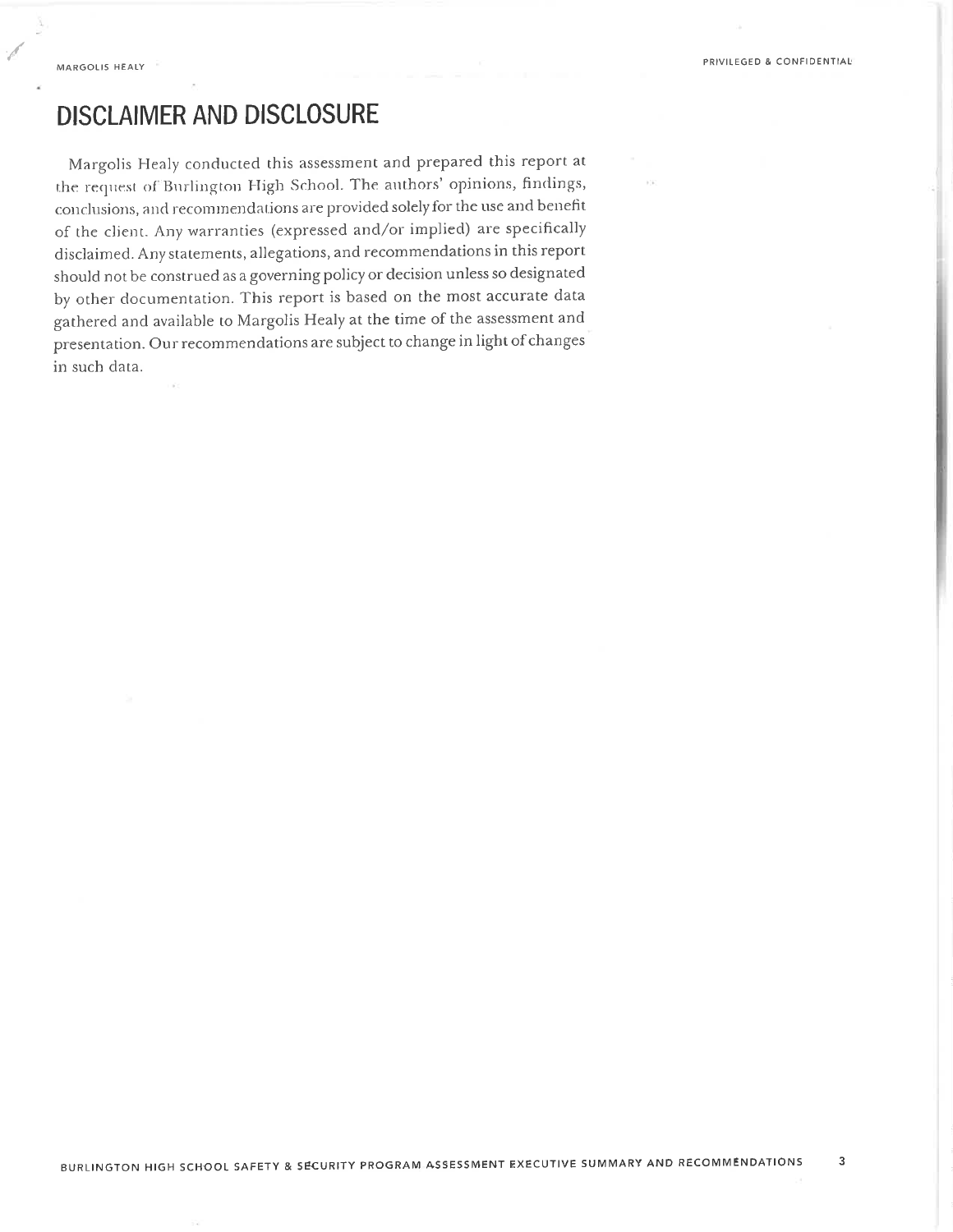# DISCLAIMER AND DISCLOSURE

Margolis Healy conducted this assessment and prepared this report at the request of Burlington High School. The authors' opinions, findings, conclusions, and recommendations are provided solely for the use and benefit of the client. Any warranties (expressed and/or implied) are specifically disclaimed. Any statements, allegations, and recommendations in this report should not be construed as a governing policy or decision unless so designated by other documentation. This report is based on the most accurate data gathered and available to Margolis Healy at the time of the assessment and presentation. Our recommendations are subject to change in light of changes in such data.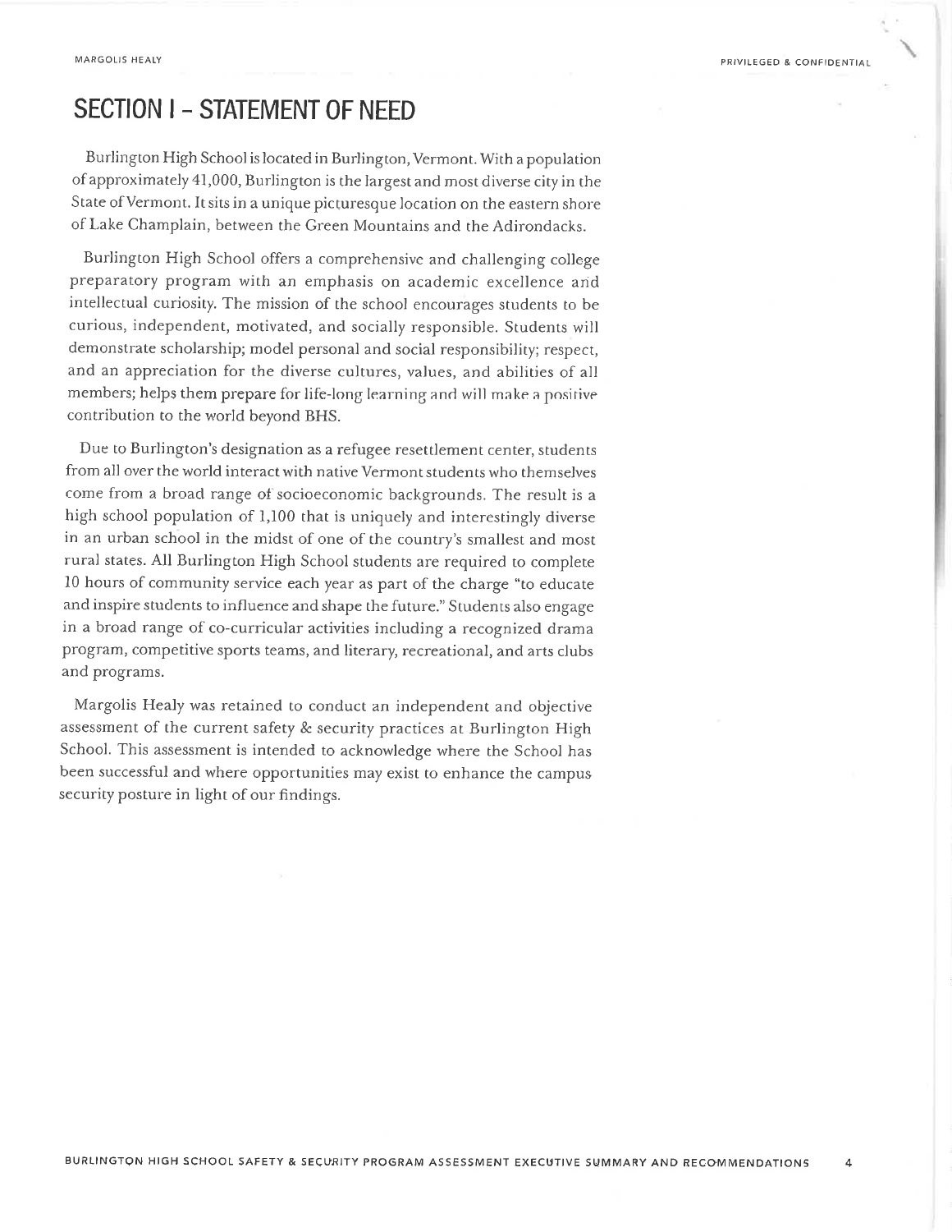# SECTION I – STATEMENT OF NEED

Burlington High School is located in Burlington, Vermont. With a population of approximately 41,000, Burlington is the largest and most diverse city in the State of Vermont. It sits in a unique picturesque location on the eastern shore of Lake Champlain, between the Green Mountains and the Adirondacks.

Burlington High School offers a comprehensive and challenging college preparatory program with an emphasis on academic excellence and intellectual curiosity. The mission of the school encourages students to be curious, independent, motivated, and socially responsible. Students will demonstrate scholarship; model personal and social responsibility; respect, and an appreciation for the diverse cultures, values, and abilities of all members; helps them prepare for life-long learning and will make a positive contribution to the world beyond BHS.

Due to Burlington's designation as a refugee resettlement center, students from all over the world interact with native Vermont students who themselves come from a broad range of socioeconomic backgrounds. The result is a high school population of 1,100 that is uniquely and interestingly diverse in an urban school in the midst of one of the country's smallest and most rural states. All Burlington High School students are required to complete 10 hours of community service each year as part of the charge "to educate and inspire students to influence and shape the future." Students also engage in a broad range of co-curricular activities including a recognized drama program, competitive sports teams, and literary, recreational, and arts clubs and programs.

Margolis Healy was retained to conduct an independent and objective assessment of the current safety & security practices at Burlington High School. This assessment is intended to acknowledge where the School has been successful and where opportunities may exist to enhance the campus security posture in light of our findings.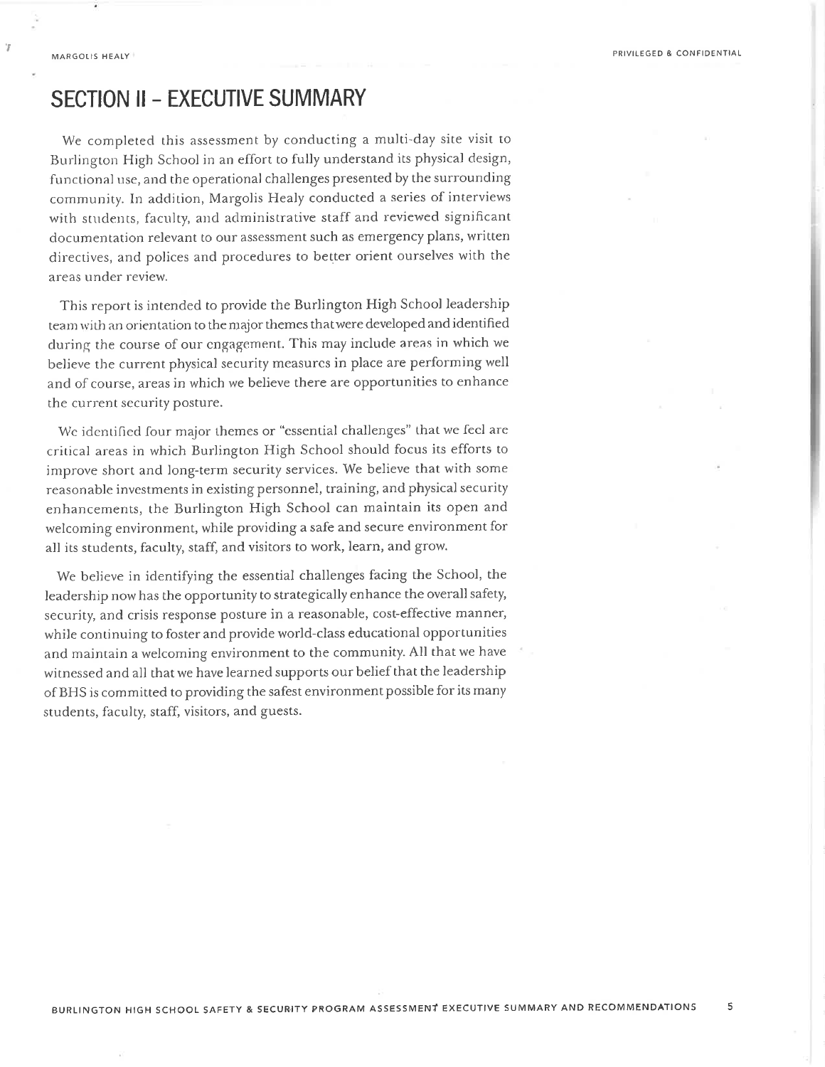# SECTION II - EXECUTIVE SUMMARY

We completed this assessment by conducting a multi-day site visit to Burlington High School in an effort to fully understand its physical design, functional use, and the operational challenges presented by the surrounding community. In addition, Margolis Healy conducted a series of interviews with students, faculty, and administrative staff and reviewed significant documentation relevant to our assessment such as emergency plans, written directives, and polices and procedures to better orient ourselves with the areas under review.

This report is intended to provide the Burlington High School leadership team with an orientation to the major themes that were developed and identified during the course of our engagement. This may include areas in which we believe the current physical security measures in place are performing well and of course, areas in which we believe there are opportunities to enhance the current security posture.

We identified four major themes or "essential challenges" that we feel are critical areas in which Burlington High School should focus its efforts to improve short and long-term security services. We believe that with some reasonable investments in existing personnel, training, and physical security enhancements, the Burlington High School can maintain its open and welcoming environment, while providing a safe and secure environment for all its students, faculty, staff, and visitors to work, learn, and grow.

We believe in identifying the essential challenges facing the School, the leadership now has the opportunity to strategically enhance the overall safety, security, and crisis response posture in a reasonable, cost-effective manner, while continuing to foster and provide world-class educational opportunities and maintain a welcoming environment to the community. All that we have witnessed and all that we have learned supports our belief that the leadership of BHS is committed to providing the safest environment possible for its many students, faculty, staff, visitors, and guests.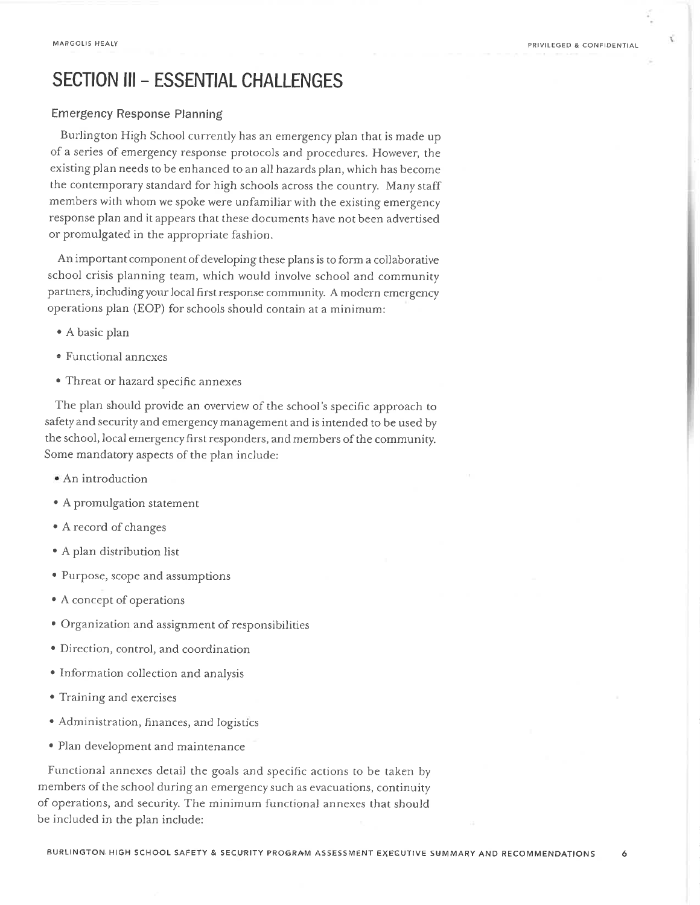# SECTION III – ESSENTIAL CHALLENGES

## Emergency Response Planning

Burlington High School currently has an emergency plan that is made up of a series of emergency response protocols and procedures. However, the existing plan needs to be enhanced to an all hazards plan, which has become the contemporary standard for high schools across the country. Many staff members with whom we spoke were unfamiliar with the existing emergency response plan and it appears that these documents have not been advertised or promulgated in the appropriate fashion.

An important component of developing these plans is to form a collaborative school crisis planning team, which would involve school and community partners, including your local first response community. A modern emergency operations plan (EOP) for schools should contain at a minimum:

- A basic plan
- Functional annexes
- Threat or hazard specific annexes

The plan should provide an overview of the school's specific approach to safety and security and emergency management and is intended to be used by the school, local emergency first responders, and members of the community. Some mandatory aspects of the plan include:

- An introduction
- A promulgation statement
- A record of changes
- A plan distribution list
- Purpose, scope and assumptions
- A concept of operations
- Organization and assignment of responsibilities
- Direction, control, and coordination
- Information collection and analysis
- Training and exercises
- Administration, finances, and logistics
- Plan development and maintenance

Functional annexes detail the goals and specific actions to be taken by members of the school during an emergency such as evacuations, continuity of operations, and security. The minimum functional annexes that should be included in the plan include: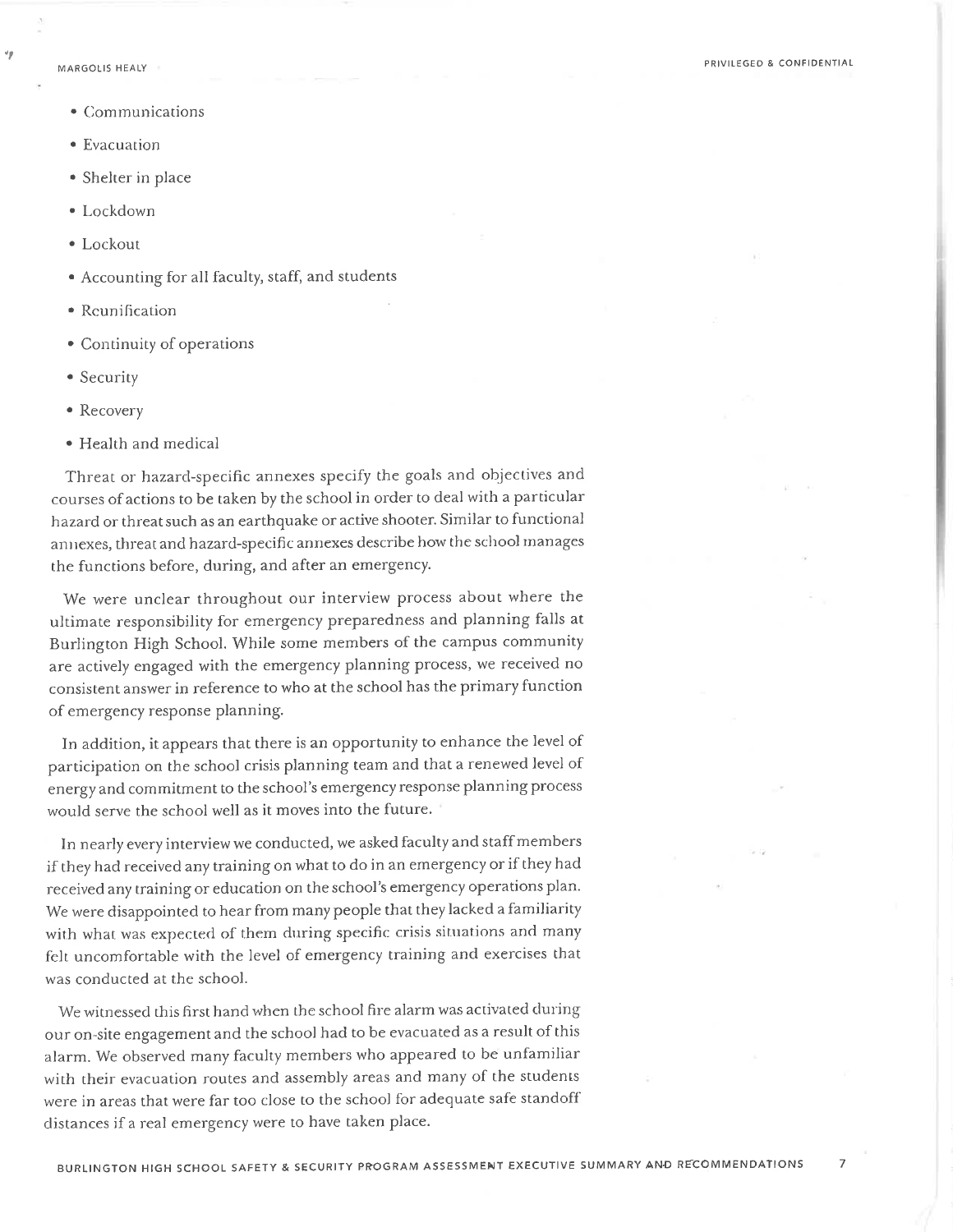- Communications
- Evacuation
- Shelter in place
- Lockdown
- Lockout
- Accounting for all faculty, staff, and students
- Reunification
- Continuity of operations
- Security
- Recovery
- Health and medical

Threat or hazard-specific annexes specify the goals and objectives and courses of actions to be taken by the school in order to deal with a particular hazard or threat such as an earthquake or active shooter. Similar to functional annexes, threat and hazard-specific annexes describe how the school manages the functions before, during, and after an emergency.

We were unclear throughout our interview process about where the ultimate responsibility for emergency preparedness and planning falls at Burlington High School. While some members of the campus community are actively engaged with the emergency planning process, we received no consistent answer in reference to who at the school has the primary function of emergency response planning.

In addition, it appears that there is an opportunity to enhance the level of participation on the school crisis planning team and that a renewed level of energy and commitment to the school's emergency response planning process would serve the school well as it moves into the future.

In nearly every interview we conducted, we asked faculty and staff members if they had received any training on what to do in an emergency or if they had received any training or education on the school's emergency operations plan. We were disappointed to hear from many people that they lacked a familiarity with what was expected of them during specific crisis situations and many felt uncomfortable with the level of emergency training and exercises that was conducted at the school.

We witnessed this first hand when the school fire alarm was activated during our on-site engagement and the school had to be evacuated as a result of this alarm. We observed many faculty members who appeared to be unfamiliar with their evacuation routes and assembly areas and many of the students were in areas that were far too close to the school for adequate safe standoff distances if a real emergency were to have taken place.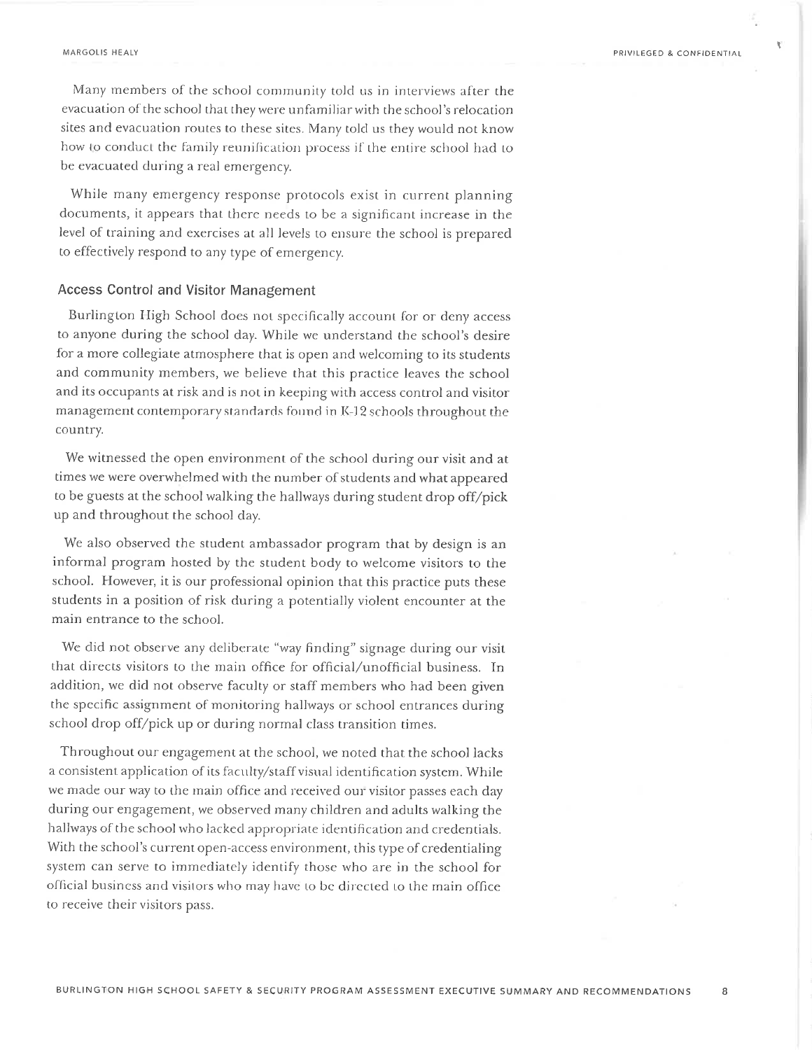Many members of the school community told us in interviews after the evacuation of the school that they were unfamiliar with the school's relocation sites and evacuation routes to these sites. Many told us they would not know how to conduct the family reunification process if the entire school had to be evacuated during a real emergency.

While many emergency response protocols exist in current planning documents, it appears that there needs to be a significant increase in the level of training and exercises at all levels to ensure the school is prepared to effectively respond to any type of emergency.

### Access Control and Visitor Management

Burlington High School does not specifically account for or deny access to anyone during the school day. While we understand the school's desire for a more collegiate atmosphere that is open and welcoming to its students and community members, we believe that this practice leaves the school and its occupants at risk and is not in keeping with access control and visitor management contemporary standards found in K-12 schools throughout the country.

We witnessed the open environment of the school during our visit and at times we were overwhelmed with the number of students and what appeared to be guests at the school walking the hallways during student drop off/pick up and throughout the school day.

We also observed the student ambassador program that by design is an informal program hosted by the student body to welcome visitors to the school. However, it is our professional opinion that this practice puts these students in a position of risk during a potentially violent encounter at the main entrance to the school.

We did not observe any deliberate "way finding" signage during our visit that directs visitors to the main office for official/unofficial business. In addition, we did not observe faculty or staff members who had been given the specific assignment of monitoring hallways or school entrances during school drop off/pick up or during normal class transition times.

Throughout our engagement at the school, we noted that the school lacks a consistent application of its faculty/staff visual identification system. While we made our way to the main office and received our visitor passes each day during our engagement, we observed many children and adults walking the hallways of the school who lacked appropriate identification and credentials. With the school's current open-access environment, this type of credentialing system can serve to immediately identify those who are in the school for official business and visitors who may have to be directed to the main office to receive their visitors pass.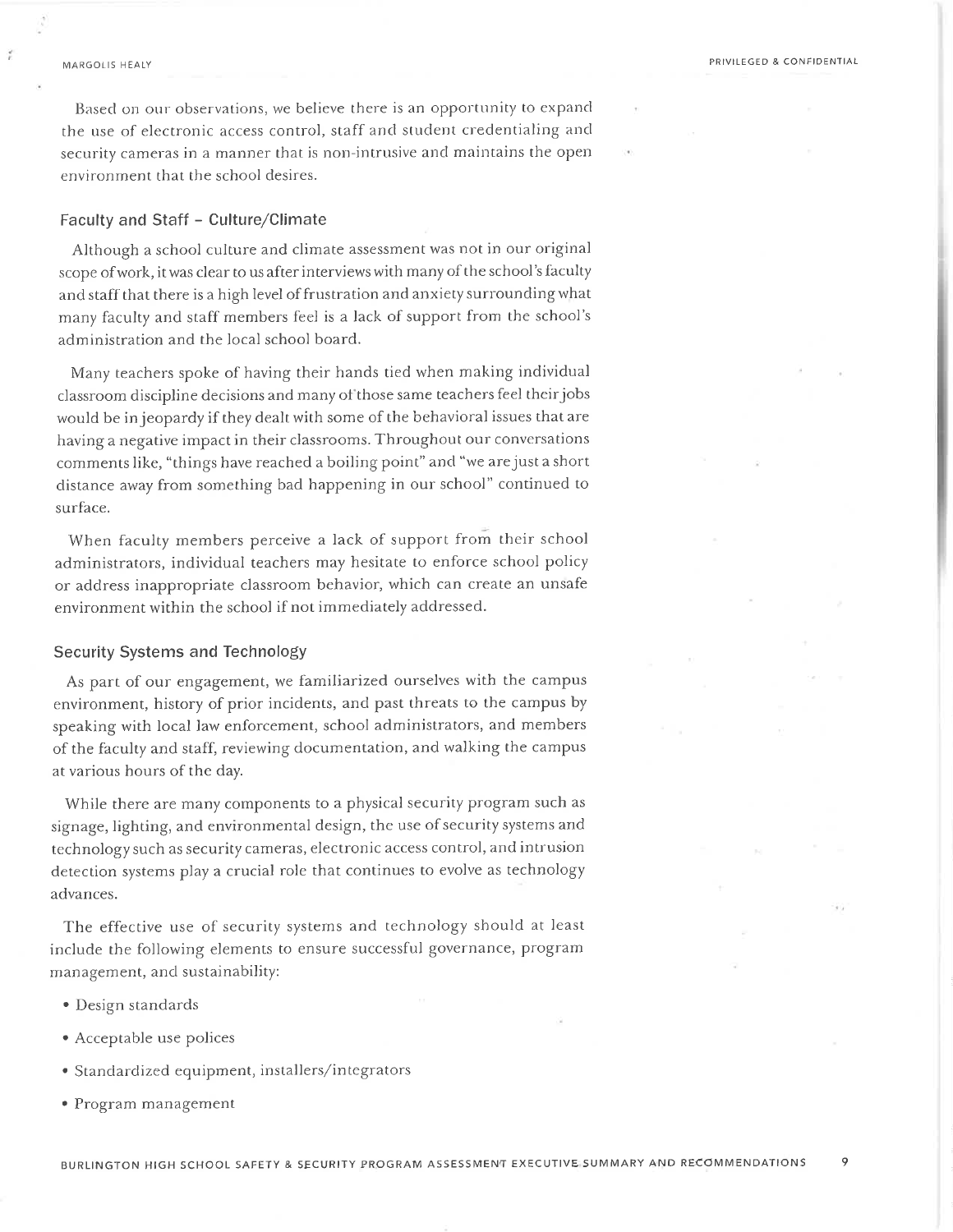Based on our observations, we believe there is an opportunity to expand the use of electronic access control, staff and student credentialing and security cameras in a manner that is non-intrusive and maintains the open environment that the school desires.

### Faculty and Staff – Culture/Climate

Although a school culture and climate assessment was not in our original scope of work, it was clear to us after interviews with many of the school's faculty and staff that there is a high level of frustration and anxiety surrounding what many faculty and staff members feel is a lack of support from the school's administration and the local school board.

Many teachers spoke of having their hands tied when making individual classroom discipline decisions and many of those same teachers feel their jobs would be in jeopardy if they dealt with some of the behavioral issues that are having a negative impact in their classrooms. Throughout our conversations comments like, "things have reached a boiling point" and "we are just a short distance away from something bad happening in our school" continued to surface.

When faculty members perceive a lack of support from their school administrators, individual teachers may hesitate to enforce school policy or address inappropriate classroom behavior, which can create an unsafe environment within the school if not immediately addressed.

### Security Systems and Technology

As part of our engagement, we familiarized ourselves with the campus environment, history of prior incidents, and past threats to the campus by speaking with local law enforcement, school administrators, and members of the faculty and staff, reviewing documentation, and walking the campus at various hours of the day.

While there are many components to a physical security program such as signage, lighting, and environmental design, the use of security systems and technology such as security cameras, electronic access control, and intrusion detection systems play a crucial role that continues to evolve as technology advances.

The effective use of security systems and technology should at least include the following elements to ensure successful governance, program management, and sustainability:

- Design standards
- Acceptable use polices
- Standardized equipment, installers/integrators
- Program management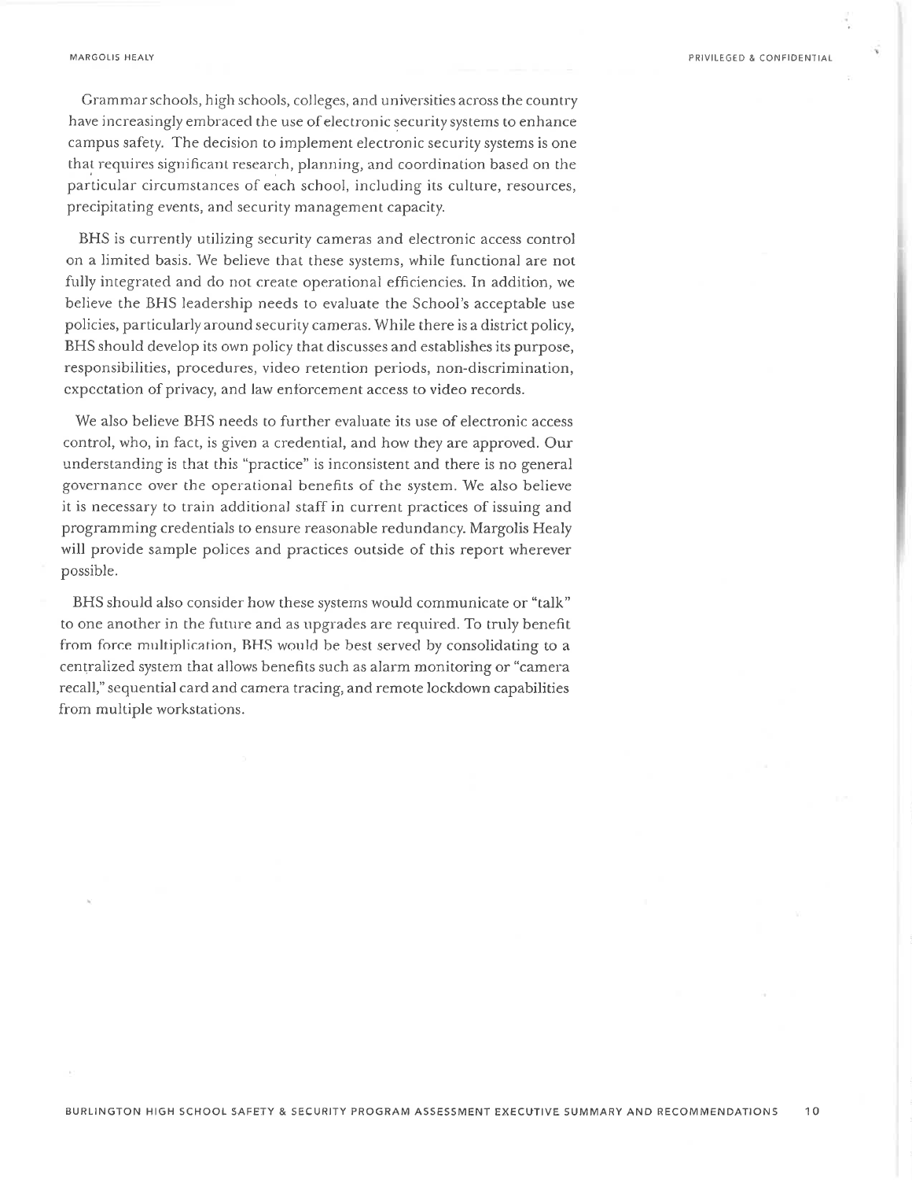Grammar schools, high schools, colleges, and universities across the country have increasingly embraced the use of electronic security systems to enhance campus safety. The decision to implement electronic security systems is one that requires significant research, planning, and coordination based on the particular circumstances of each school, including its culture, resources, precipitating events, and security management capacity.

BHS is currently utilizing security cameras and electronic access control on a limited basis. We believe that these systems, while functional are not fully integrated and do not create operational efficiencies. In addition, we believe the BHS leadership needs to evaluate the School's acceptable use policies, particularly around security cameras. While there is a district policy, BHS should develop its own policy that discusses and establishes its purpose, responsibilities, procedures, video retention periods, non-discrimination, expectation of privacy, and law enforcement access to video records.

We also believe BHS needs to further evaluate its use of electronic access control, who, in fact, is given a credential, and how they are approved. Our understanding is that this "practice" is inconsistent and there is no general governance over the operational benefits of the system. We also believe it is necessary to train additional staff in current practices of issuing and programming credentials to ensure reasonable redundancy. Margolis Healy will provide sample polices and practices outside of this report wherever possible.

BHS should also consider how these systems would communicate or "talk" to one another in the future and as upgrades are required. To truly benefit from force multiplication, BHS would be best served by consolidating to a centralized system that allows benefits such as alarm monitoring or "camera recall," sequential card and camera tracing, and remote lockdown capabilities from multiple workstations.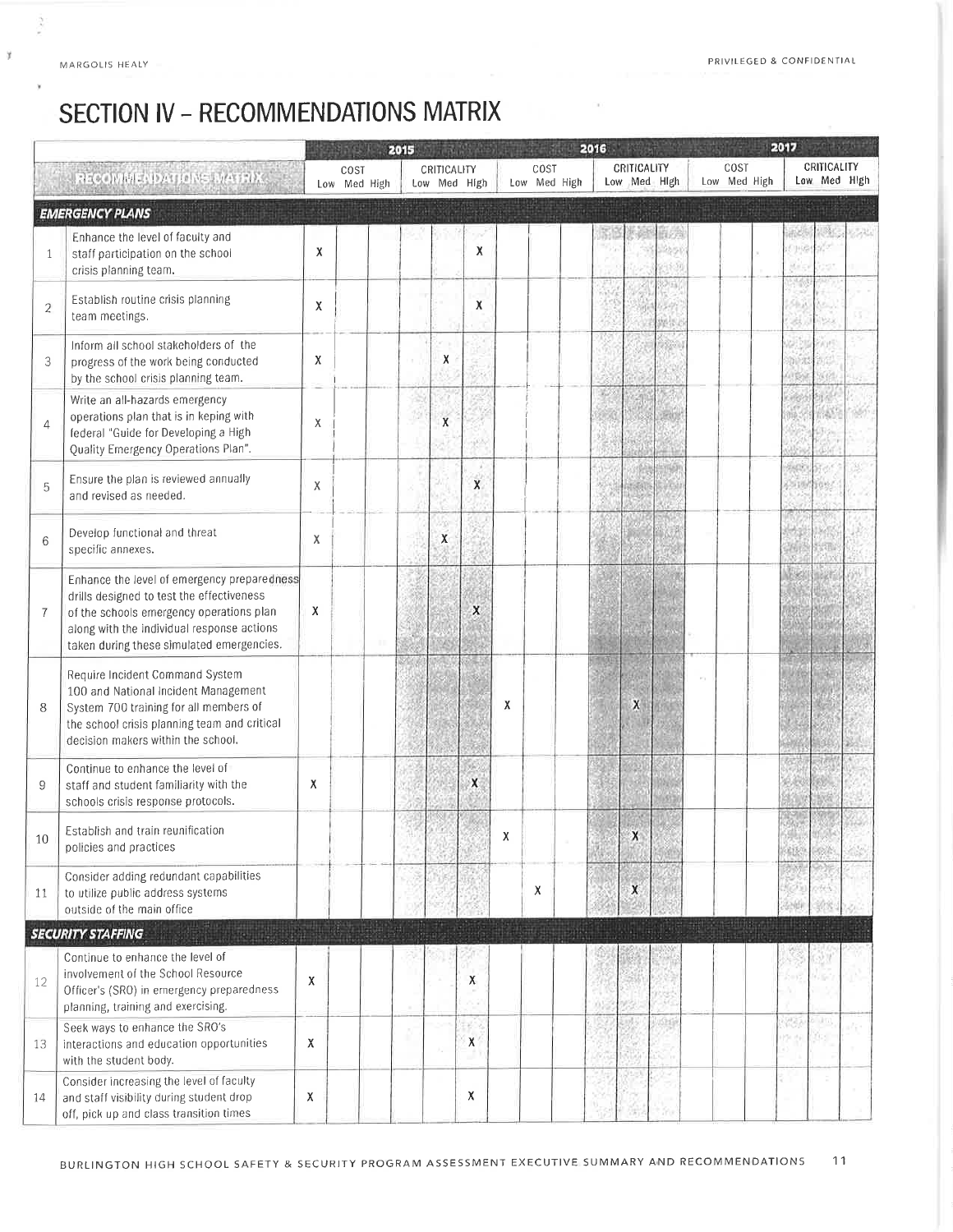# SECTION IV – RECOMMENDATIONS MATRIX

| # | RECOMMENDATIONS MATRIX | 2015 COST Low | 2015 COST Med | 2015 COST High | 2015 CRITICALITY Low | 2015 CRITICALITY Med | 2015 CRITICALITY High | 2016 COST Low | 2016 COST Med | 2016 COST High | 2016 CRITICALITY Low | 2016 CRITICALITY Med | 2016 CRITICALITY High | 2017 COST Low | 2017 COST Med | 2017 COST High | 2017 CRITICALITY Low | 2017 CRITICALITY Med | 2017 CRITICALITY High |
|---|---|---|---|---|---|---|---|---|---|---|---|---|---|---|---|---|---|---|---|
| | ***EMERGENCY PLANS*** | | | | | | | | | | | | | | | | | | |
| 1 | Enhance the level of faculty and staff participation on the school crisis planning team. | X | | | | | X | | | | | | | | | | | | |
| 2 | Establish routine crisis planning team meetings. | X | | | | | X | | | | | | | | | | | | |
| 3 | Inform all school stakeholders of the progress of the work being conducted by the school crisis planning team. | X | | | | X | | | | | | | | | | | | | |
| 4 | Write an all-hazards emergency operations plan that is in keeping with federal "Guide for Developing a High Quality Emergency Operations Plan". | X | | | | X | | | | | | | | | | | | | |
| 5 | Ensure the plan is reviewed annually and revised as needed. | X | | | | | X | | | | | | | | | | | | |
| 6 | Develop functional and threat specific annexes. | X | | | | X | | | | | | | | | | | | | |
| 7 | Enhance the level of emergency preparedness drills designed to test the effectiveness of the schools emergency operations plan along with the individual response actions taken during these simulated emergencies. | X | | | | | X | | | | | | | | | | | | |
| 8 | Require Incident Command System 100 and National Incident Management System 700 training for all members of the school crisis planning team and critical decision makers within the school. | | | | | | | X | | | | X | | | | | | | |
| 9 | Continue to enhance the level of staff and student familiarity with the schools crisis response protocols. | X | | | | | X | | | | | | | | | | | | |
| 10 | Establish and train reunification policies and practices | | | | | | | X | | | | X | | | | | | | |
| 11 | Consider adding redundant capabilities to utilize public address systems outside of the main office | | | | | | | | X | | | X | | | | | | | |
| | ***SECURITY STAFFING*** | | | | | | | | | | | | | | | | | | |
| 12 | Continue to enhance the level of involvement of the School Resource Officer's (SRO) in emergency preparedness planning, training and exercising. | X | | | | | X | | | | | | | | | | | | |
| 13 | Seek ways to enhance the SRO's interactions and education opportunities with the student body. | X | | | | | X | | | | | | | | | | | | |
| 14 | Consider increasing the level of faculty and staff visibility during student drop off, pick up and class transition times | X | | | | | X | | | | | | | | | | | | |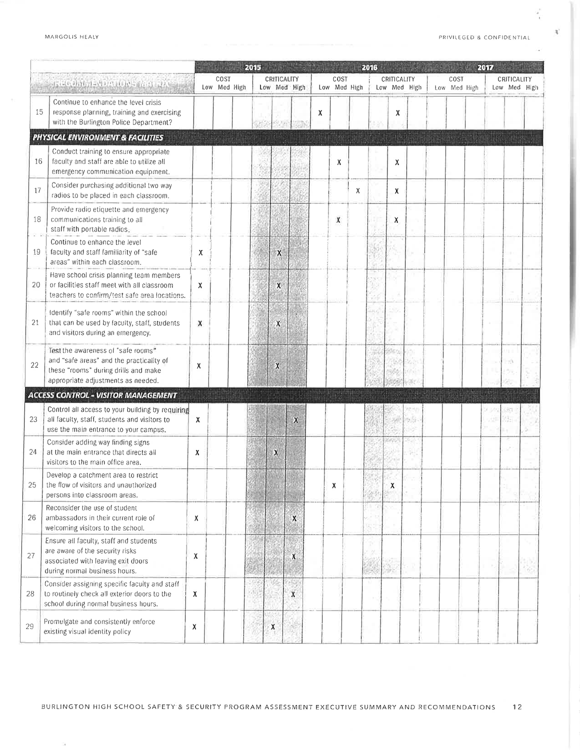| # | Recommendations Matrix | 2015 Cost Low | 2015 Cost Med | 2015 Cost High | 2015 Criticality Low | 2015 Criticality Med | 2015 Criticality High | 2016 Cost Low | 2016 Cost Med | 2016 Cost High | 2016 Criticality Low | 2016 Criticality Med | 2016 Criticality High | 2017 Cost Low | 2017 Cost Med | 2017 Cost High | 2017 Criticality Low | 2017 Criticality Med | 2017 Criticality High |
|---|---|---|---|---|---|---|---|---|---|---|---|---|---|---|---|---|---|---|---|
| 15 | Continue to enhance the level crisis response planning, training and exercising with the Burlington Police Department? | | | | | | | X | | | | X | | | | | | | |
| **PHYSICAL ENVIRONMENT & FACILITIES** | | | | | | | | | | | | | | | | | | | |
| 16 | Conduct training to ensure appropriate faculty and staff are able to utilize all emergency communication equipment. | | | | | | | | X | | | X | | | | | | | |
| 17 | Consider purchasing additional two way radios to be placed in each classroom. | | | | | | | | | X | | X | | | | | | | |
| 18 | Provide radio etiquette and emergency communications training to all staff with portable radios. | | | | | | | | X | | | X | | | | | | | |
| 19 | Continue to enhance the level faculty and staff familiarity of "safe areas" within each classroom. | X | | | | X | | | | | | | | | | | | | |
| 20 | Have school crisis planning team members or facilities staff meet with all classroom teachers to confirm/test safe area locations. | X | | | | X | | | | | | | | | | | | | |
| 21 | Identify "safe rooms" within the school that can be used by faculty, staff, students and visitors during an emergency. | X | | | | X | | | | | | | | | | | | | |
| 22 | Test the awareness of "safe rooms" and "safe areas" and the practicality of these "rooms" during drills and make appropriate adjustments as needed. | X | | | | X | | | | | | | | | | | | | |
| **ACCESS CONTROL - VISITOR MANAGEMENT** | | | | | | | | | | | | | | | | | | | |
| 23 | Control all access to your building by requiring all faculty, staff, students and visitors to use the main entrance to your campus. | X | | | | | X | | | | | | | | | | | | |
| 24 | Consider adding way finding signs at the main entrance that directs all visitors to the main office area. | X | | | | X | | | | | | | | | | | | | |
| 25 | Develop a catchment area to restrict the flow of visitors and unauthorized persons into classroom areas. | | | | | | | | X | | | X | | | | | | | |
| 26 | Reconsider the use of student ambassadors in their current role of welcoming visitors to the school. | X | | | | | X | | | | | | | | | | | | |
| 27 | Ensure all faculty, staff and students are aware of the security risks associated with leaving exit doors during normal business hours. | X | | | | | X | | | | | | | | | | | | |
| 28 | Consider assigning specific faculty and staff to routinely check all exterior doors to the school during normal business hours. | X | | | | | X | | | | | | | | | | | | |
| 29 | Promulgate and consistently enforce existing visual identity policy | X | | | | X | | | | | | | | | | | | | |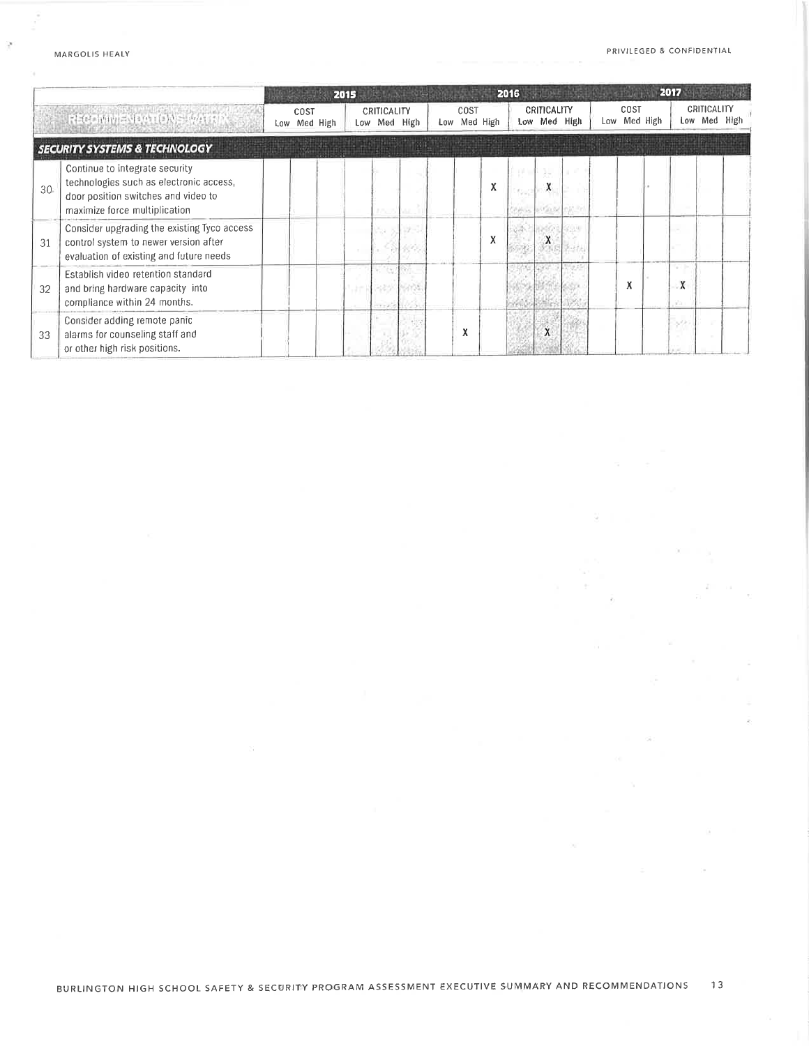| | RECOMMENDATIONS MATRIX | 2015 | | | | | | 2016 | | | | | | 2017 | | | | | |
|---|---|---|---|---|---|---|---|---|---|---|---|---|---|---|---|---|---|---|---|
| | | COST | | | CRITICALITY | | | COST | | | CRITICALITY | | | COST | | | CRITICALITY | | |
| | | Low | Med | High | Low | Med | High | Low | Med | High | Low | Med | High | Low | Med | High | Low | Med | High |
| | ***SECURITY SYSTEMS & TECHNOLOGY*** | | | | | | | | | | | | | | | | | | |
| 30 | Continue to integrate security technologies such as electronic access, door position switches and video to maximize force multiplication | | | | | | | | | X | | X | | | | | | | |
| 31 | Consider upgrading the existing Tyco access control system to newer version after evaluation of existing and future needs | | | | | | | | | X | | X | | | | | | | |
| 32 | Establish video retention standard and bring hardware capacity into compliance within 24 months. | | | | | | | | | | | | | | X | | X | | |
| 33 | Consider adding remote panic alarms for counseling staff and or other high risk positions. | | | | | | | | X | | | X | | | | | | | |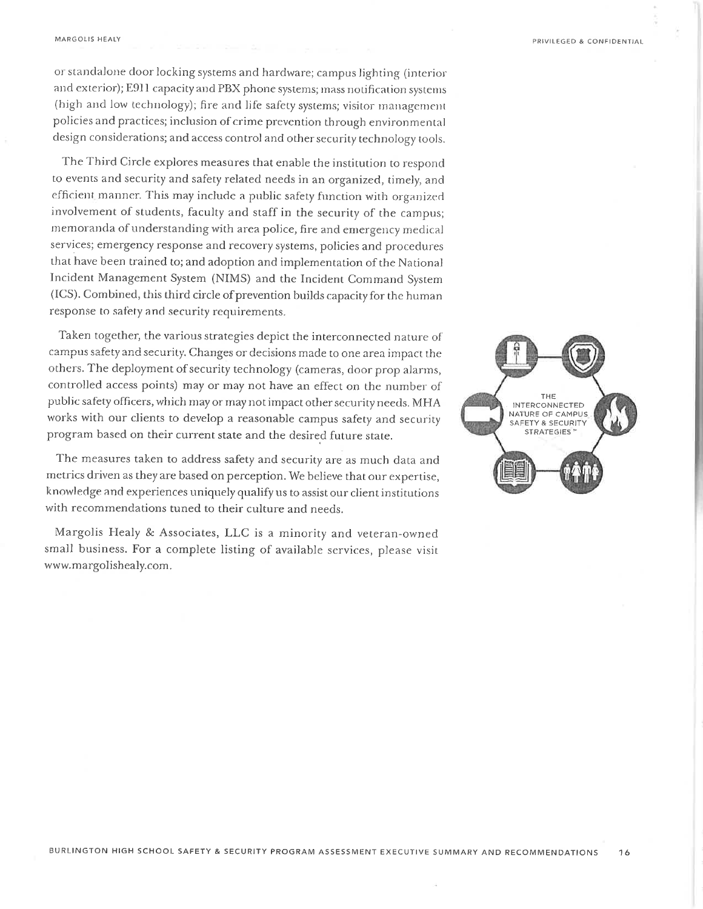or standalone door locking systems and hardware; campus lighting (interior and exterior); E911 capacity and PBX phone systems; mass notification systems (high and low technology); fire and life safety systems; visitor management policies and practices; inclusion of crime prevention through environmental design considerations; and access control and other security technology tools.

The Third Circle explores measures that enable the institution to respond to events and security and safety related needs in an organized, timely, and efficient manner. This may include a public safety function with organized involvement of students, faculty and staff in the security of the campus; memoranda of understanding with area police, fire and emergency medical services; emergency response and recovery systems, policies and procedures that have been trained to; and adoption and implementation of the National Incident Management System (NIMS) and the Incident Command System (ICS). Combined, this third circle of prevention builds capacity for the human response to safety and security requirements.

Taken together, the various strategies depict the interconnected nature of campus safety and security. Changes or decisions made to one area impact the others. The deployment of security technology (cameras, door prop alarms, controlled access points) may or may not have an effect on the number of public safety officers, which may or may not impact other security needs. MHA works with our clients to develop a reasonable campus safety and security program based on their current state and the desired future state.

THE INTERCONNECTED NATURE OF CAMPUS SAFETY & SECURITY STRATEGIES™

The measures taken to address safety and security are as much data and metrics driven as they are based on perception. We believe that our expertise, knowledge and experiences uniquely qualify us to assist our client institutions with recommendations tuned to their culture and needs.

Margolis Healy & Associates, LLC is a minority and veteran-owned small business. For a complete listing of available services, please visit www.margolishealy.com.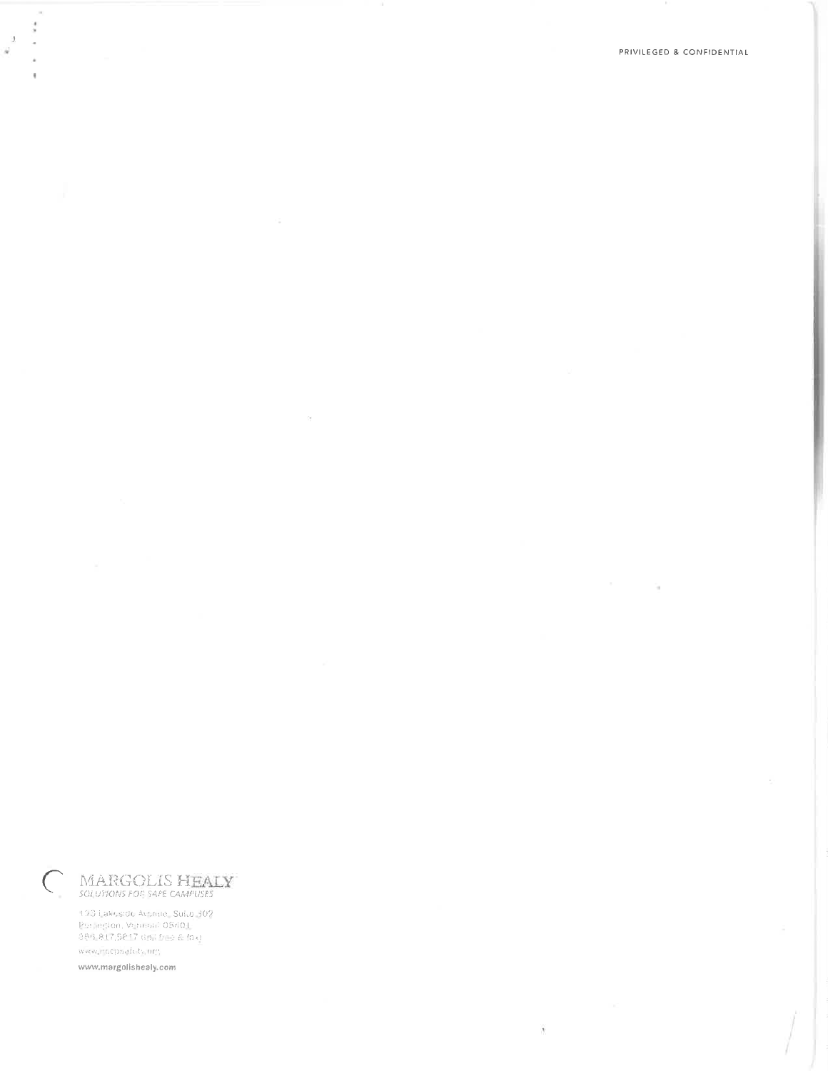PRIVILEGED & CONFIDENTIAL

MARGOLIS HEALY
*SOLUTIONS FOR SAFE CAMPUSES*

www.margolishealy.com